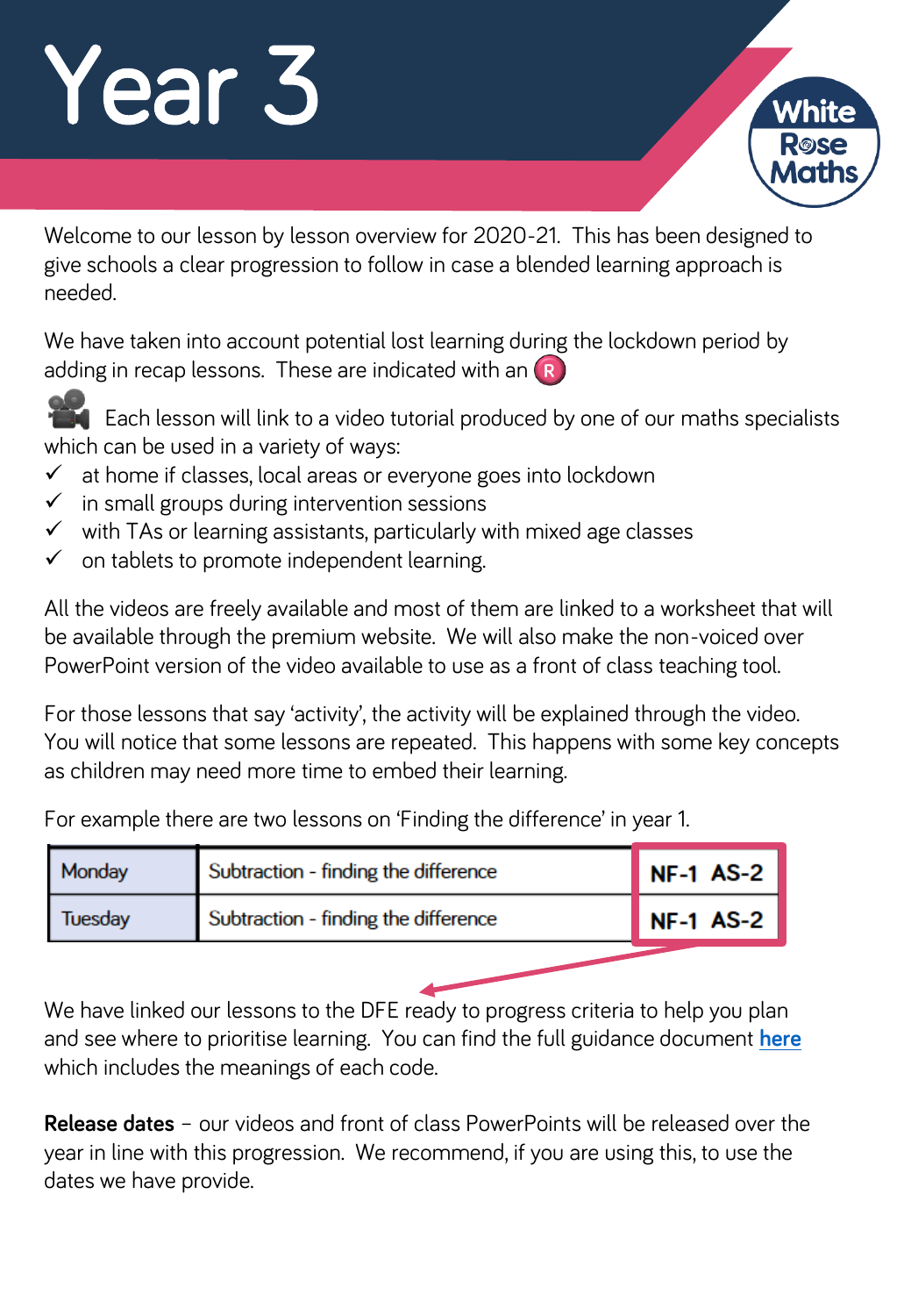# Year 3

White Rose Maths

Welcome to our lesson by lesson overview for 2020-21. This has been designed to give schools a clear progression to follow in case a blended learning approach is needed.

We have taken into account potential lost learning during the lockdown period by adding in recap lessons. These are indicated with an R

Each lesson will link to a video tutorial produced by one of our maths specialists which can be used in a variety of ways:

- ✓ at home if classes, local areas or everyone goes into lockdown
- ✓ in small groups during intervention sessions
- ✓ with TAs or learning assistants, particularly with mixed age classes
- ✓ on tablets to promote independent learning.

All the videos are freely available and most of them are linked to a worksheet that will be available through the premium website. We will also make the non-voiced over PowerPoint version of the video available to use as a front of class teaching tool.

For those lessons that say 'activity', the activity will be explained through the video. You will notice that some lessons are repeated. This happens with some key concepts as children may need more time to embed their learning.

For example there are two lessons on 'Finding the difference' in year 1.

| Monday | Subtraction - finding the difference | NF-1 AS-2 |
|---|---|---|
| Tuesday | Subtraction - finding the difference | NF-1 AS-2 |

We have linked our lessons to the DFE ready to progress criteria to help you plan and see where to prioritise learning. You can find the full guidance document **here** which includes the meanings of each code.

**Release dates** – our videos and front of class PowerPoints will be released over the year in line with this progression. We recommend, if you are using this, to use the dates we have provide.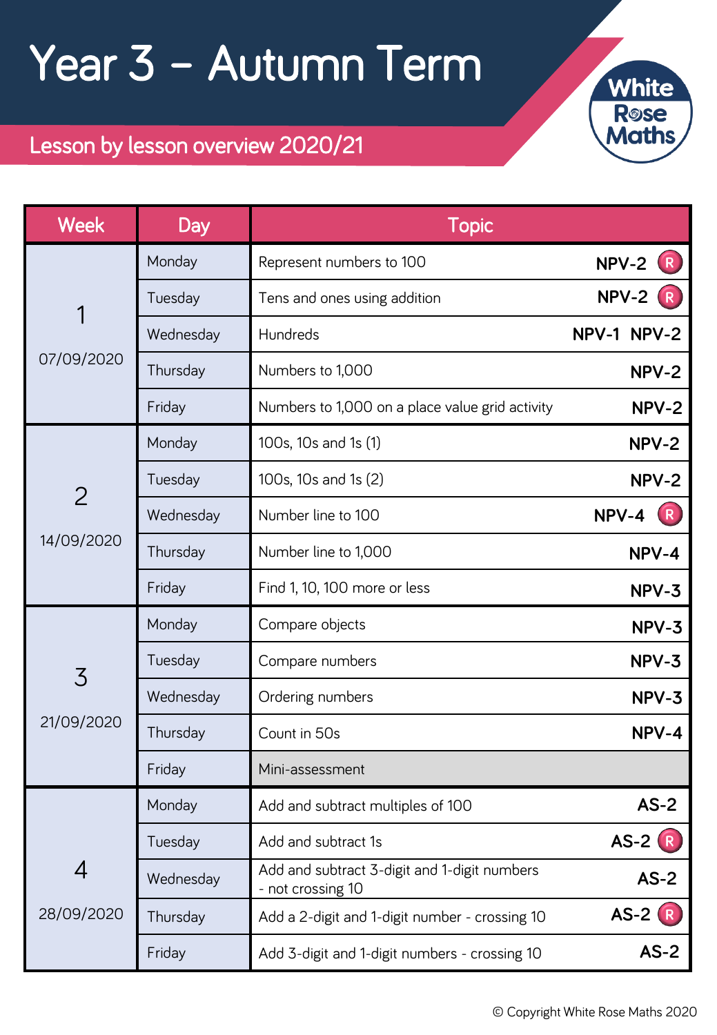# Year 3 – Autumn Term

## Lesson by lesson overview 2020/21

White Rose Maths

| Week | Day | Topic | |
|---|---|---|---|
| 1<br>07/09/2020 | Monday | Represent numbers to 100 | NPV-2 (R) |
| | Tuesday | Tens and ones using addition | NPV-2 (R) |
| | Wednesday | Hundreds | NPV-1 NPV-2 |
| | Thursday | Numbers to 1,000 | NPV-2 |
| | Friday | Numbers to 1,000 on a place value grid activity | NPV-2 |
| 2<br>14/09/2020 | Monday | 100s, 10s and 1s (1) | NPV-2 |
| | Tuesday | 100s, 10s and 1s (2) | NPV-2 |
| | Wednesday | Number line to 100 | NPV-4 (R) |
| | Thursday | Number line to 1,000 | NPV-4 |
| | Friday | Find 1, 10, 100 more or less | NPV-3 |
| 3<br>21/09/2020 | Monday | Compare objects | NPV-3 |
| | Tuesday | Compare numbers | NPV-3 |
| | Wednesday | Ordering numbers | NPV-3 |
| | Thursday | Count in 50s | NPV-4 |
| | Friday | Mini-assessment | |
| 4<br>28/09/2020 | Monday | Add and subtract multiples of 100 | AS-2 |
| | Tuesday | Add and subtract 1s | AS-2 (R) |
| | Wednesday | Add and subtract 3-digit and 1-digit numbers - not crossing 10 | AS-2 |
| | Thursday | Add a 2-digit and 1-digit number - crossing 10 | AS-2 (R) |
| | Friday | Add 3-digit and 1-digit numbers - crossing 10 | AS-2 |

© Copyright White Rose Maths 2020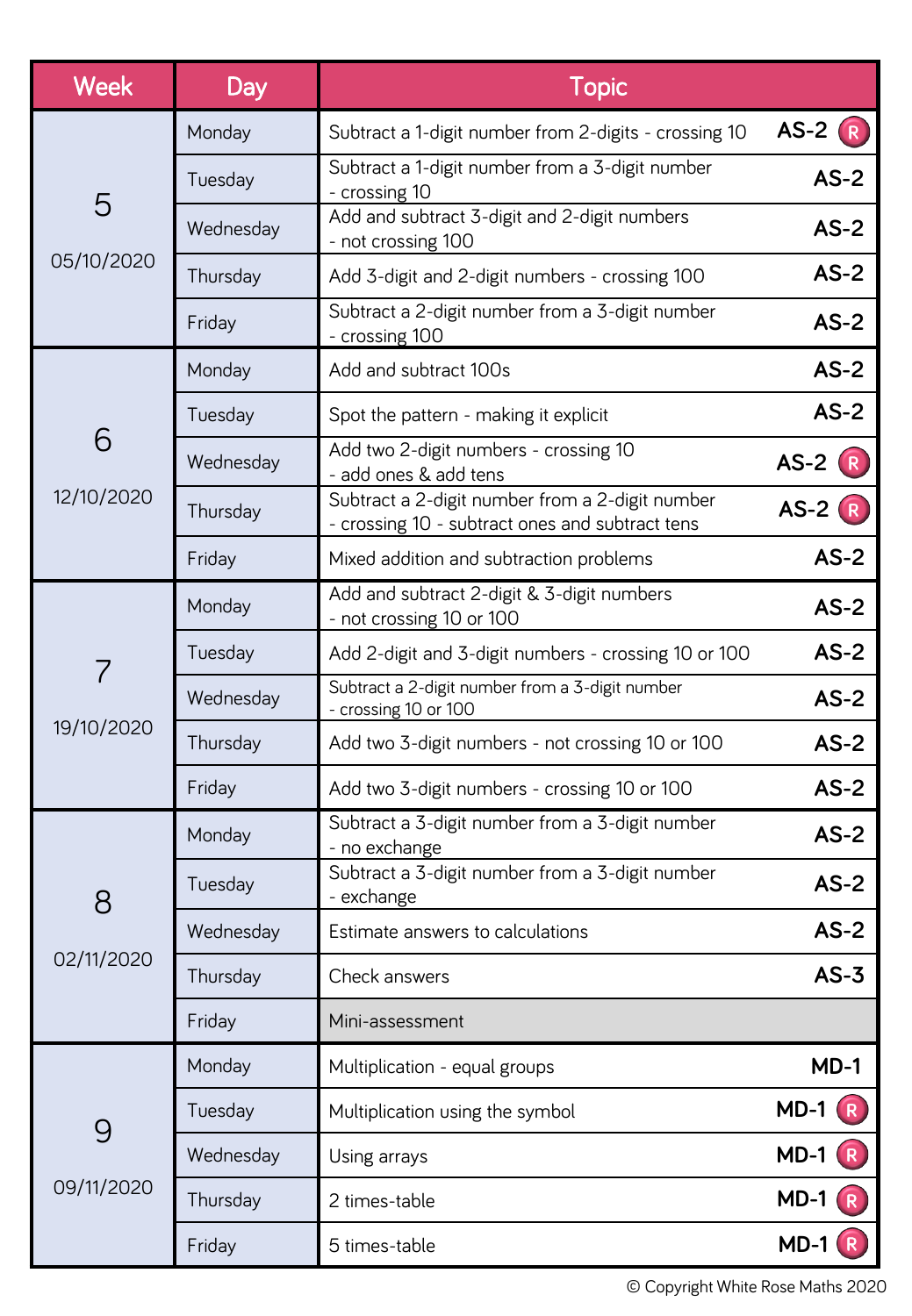| Week | Day | Topic | |
|---|---|---|---|
| 5 05/10/2020 | Monday | Subtract a 1-digit number from 2-digits - crossing 10 | AS-2 (R) |
| | Tuesday | Subtract a 1-digit number from a 3-digit number - crossing 10 | AS-2 |
| | Wednesday | Add and subtract 3-digit and 2-digit numbers - not crossing 100 | AS-2 |
| | Thursday | Add 3-digit and 2-digit numbers - crossing 100 | AS-2 |
| | Friday | Subtract a 2-digit number from a 3-digit number - crossing 100 | AS-2 |
| 6 12/10/2020 | Monday | Add and subtract 100s | AS-2 |
| | Tuesday | Spot the pattern - making it explicit | AS-2 |
| | Wednesday | Add two 2-digit numbers - crossing 10 - add ones & add tens | AS-2 (R) |
| | Thursday | Subtract a 2-digit number from a 2-digit number - crossing 10 - subtract ones and subtract tens | AS-2 (R) |
| | Friday | Mixed addition and subtraction problems | AS-2 |
| 7 19/10/2020 | Monday | Add and subtract 2-digit & 3-digit numbers - not crossing 10 or 100 | AS-2 |
| | Tuesday | Add 2-digit and 3-digit numbers - crossing 10 or 100 | AS-2 |
| | Wednesday | Subtract a 2-digit number from a 3-digit number - crossing 10 or 100 | AS-2 |
| | Thursday | Add two 3-digit numbers - not crossing 10 or 100 | AS-2 |
| | Friday | Add two 3-digit numbers - crossing 10 or 100 | AS-2 |
| 8 02/11/2020 | Monday | Subtract a 3-digit number from a 3-digit number - no exchange | AS-2 |
| | Tuesday | Subtract a 3-digit number from a 3-digit number - exchange | AS-2 |
| | Wednesday | Estimate answers to calculations | AS-2 |
| | Thursday | Check answers | AS-3 |
| | Friday | Mini-assessment | |
| 9 09/11/2020 | Monday | Multiplication - equal groups | MD-1 |
| | Tuesday | Multiplication using the symbol | MD-1 (R) |
| | Wednesday | Using arrays | MD-1 (R) |
| | Thursday | 2 times-table | MD-1 (R) |
| | Friday | 5 times-table | MD-1 (R) |

© Copyright White Rose Maths 2020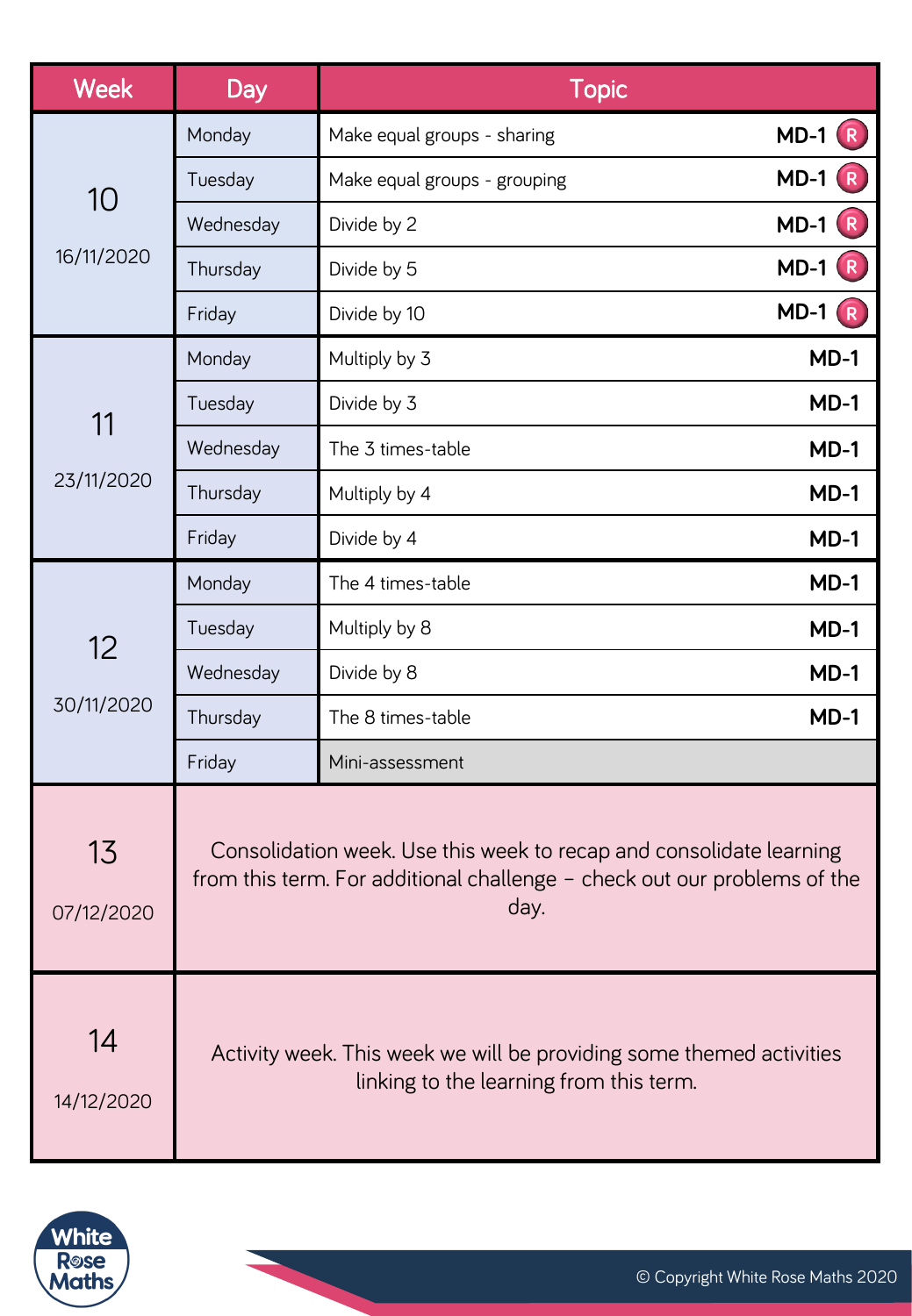| Week | Day | Topic |
|---|---|---|
| 10<br>16/11/2020 | Monday | Make equal groups - sharing **MD-1** (R) |
| | Tuesday | Make equal groups - grouping **MD-1** (R) |
| | Wednesday | Divide by 2 **MD-1** (R) |
| | Thursday | Divide by 5 **MD-1** (R) |
| | Friday | Divide by 10 **MD-1** (R) |
| 11<br>23/11/2020 | Monday | Multiply by 3 **MD-1** |
| | Tuesday | Divide by 3 **MD-1** |
| | Wednesday | The 3 times-table **MD-1** |
| | Thursday | Multiply by 4 **MD-1** |
| | Friday | Divide by 4 **MD-1** |
| 12<br>30/11/2020 | Monday | The 4 times-table **MD-1** |
| | Tuesday | Multiply by 8 **MD-1** |
| | Wednesday | Divide by 8 **MD-1** |
| | Thursday | The 8 times-table **MD-1** |
| | Friday | Mini-assessment |
| 13<br>07/12/2020 | Consolidation week. Use this week to recap and consolidate learning from this term. For additional challenge – check out our problems of the day. | |
| 14<br>14/12/2020 | Activity week. This week we will be providing some themed activities linking to the learning from this term. | |

© Copyright White Rose Maths 2020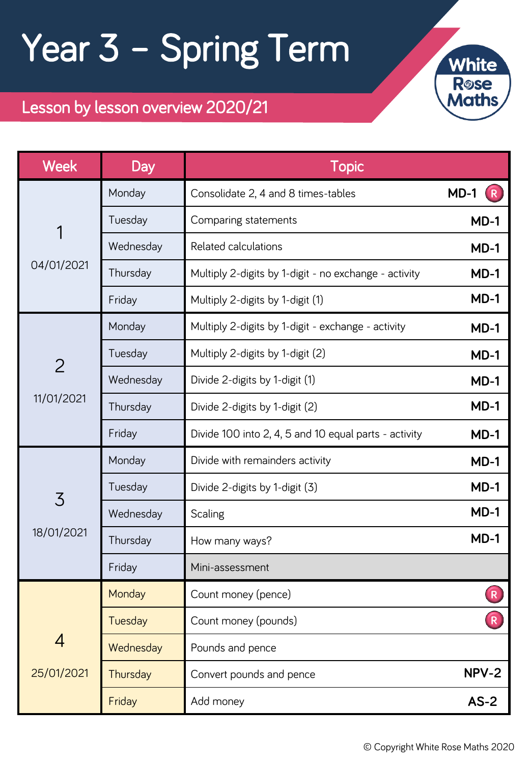# Year 3 – Spring Term

## Lesson by lesson overview 2020/21

| Week | Day | Topic | |
|---|---|---|---|
| 1<br>04/01/2021 | Monday | Consolidate 2, 4 and 8 times-tables | MD-1 (R) |
| | Tuesday | Comparing statements | MD-1 |
| | Wednesday | Related calculations | MD-1 |
| | Thursday | Multiply 2-digits by 1-digit - no exchange - activity | MD-1 |
| | Friday | Multiply 2-digits by 1-digit (1) | MD-1 |
| 2<br>11/01/2021 | Monday | Multiply 2-digits by 1-digit - exchange - activity | MD-1 |
| | Tuesday | Multiply 2-digits by 1-digit (2) | MD-1 |
| | Wednesday | Divide 2-digits by 1-digit (1) | MD-1 |
| | Thursday | Divide 2-digits by 1-digit (2) | MD-1 |
| | Friday | Divide 100 into 2, 4, 5 and 10 equal parts - activity | MD-1 |
| 3<br>18/01/2021 | Monday | Divide with remainders activity | MD-1 |
| | Tuesday | Divide 2-digits by 1-digit (3) | MD-1 |
| | Wednesday | Scaling | MD-1 |
| | Thursday | How many ways? | MD-1 |
| | Friday | Mini-assessment | |
| 4<br>25/01/2021 | Monday | Count money (pence) | (R) |
| | Tuesday | Count money (pounds) | (R) |
| | Wednesday | Pounds and pence | |
| | Thursday | Convert pounds and pence | NPV-2 |
| | Friday | Add money | AS-2 |

© Copyright White Rose Maths 2020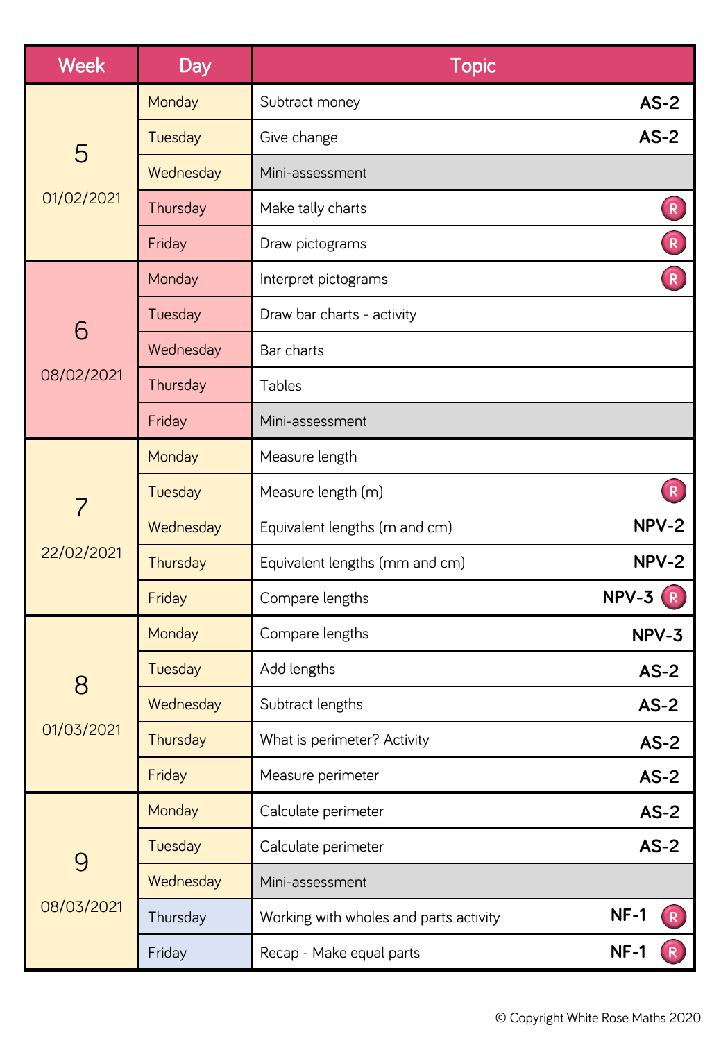| Week | Day | Topic | |
|---|---|---|---|
| 5 01/02/2021 | Monday | Subtract money | AS-2 |
| | Tuesday | Give change | AS-2 |
| | Wednesday | Mini-assessment | |
| | Thursday | Make tally charts | R |
| | Friday | Draw pictograms | R |
| 6 08/02/2021 | Monday | Interpret pictograms | R |
| | Tuesday | Draw bar charts - activity | |
| | Wednesday | Bar charts | |
| | Thursday | Tables | |
| | Friday | Mini-assessment | |
| 7 22/02/2021 | Monday | Measure length | |
| | Tuesday | Measure length (m) | R |
| | Wednesday | Equivalent lengths (m and cm) | NPV-2 |
| | Thursday | Equivalent lengths (mm and cm) | NPV-2 |
| | Friday | Compare lengths | NPV-3 R |
| 8 01/03/2021 | Monday | Compare lengths | NPV-3 |
| | Tuesday | Add lengths | AS-2 |
| | Wednesday | Subtract lengths | AS-2 |
| | Thursday | What is perimeter? Activity | AS-2 |
| | Friday | Measure perimeter | AS-2 |
| 9 08/03/2021 | Monday | Calculate perimeter | AS-2 |
| | Tuesday | Calculate perimeter | AS-2 |
| | Wednesday | Mini-assessment | |
| | Thursday | Working with wholes and parts activity | NF-1 R |
| | Friday | Recap - Make equal parts | NF-1 R |

© Copyright White Rose Maths 2020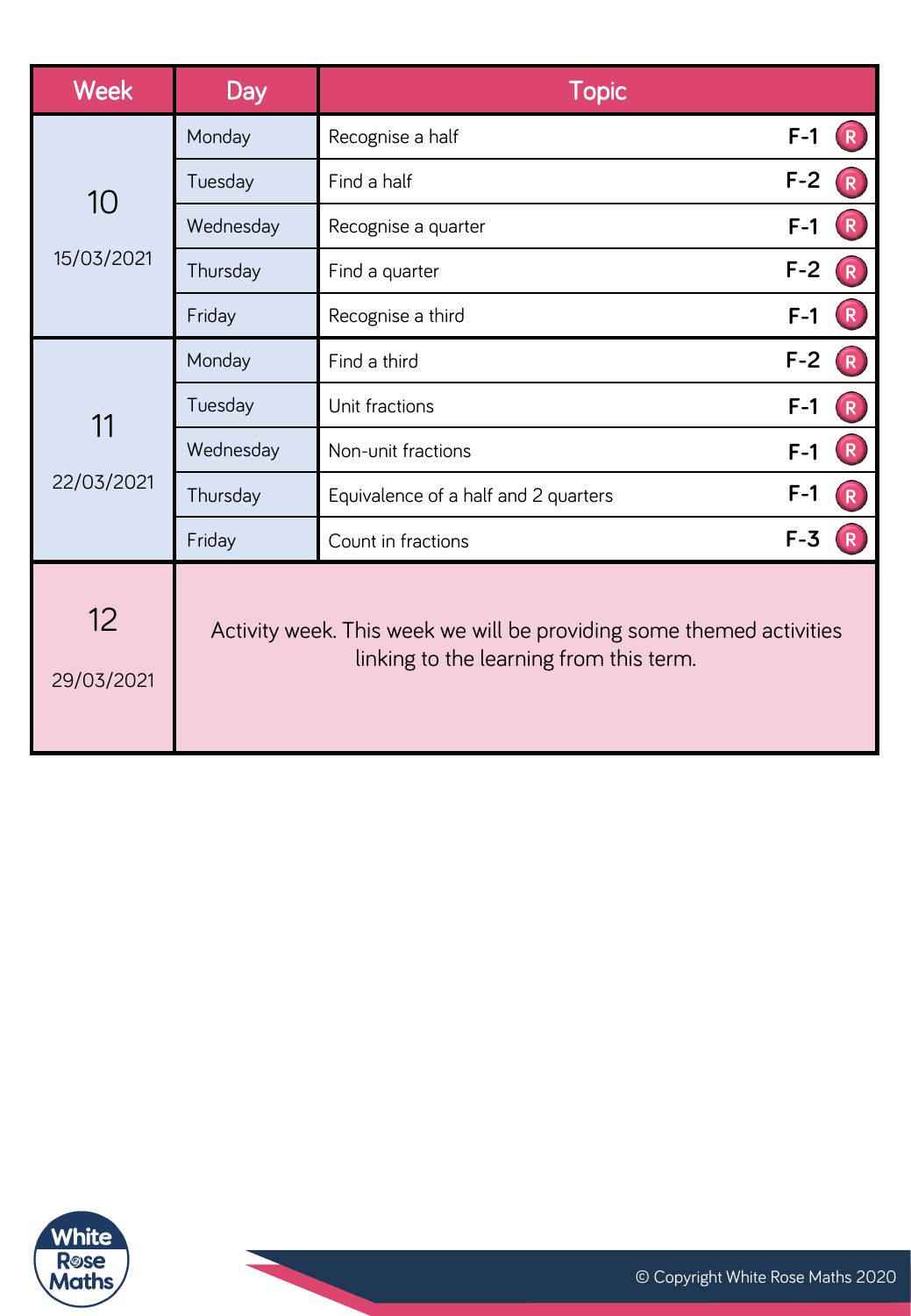| Week | Day | Topic | |
|---|---|---|---|
| 10<br>15/03/2021 | Monday | Recognise a half | F-1 R |
| | Tuesday | Find a half | F-2 R |
| | Wednesday | Recognise a quarter | F-1 R |
| | Thursday | Find a quarter | F-2 R |
| | Friday | Recognise a third | F-1 R |
| 11<br>22/03/2021 | Monday | Find a third | F-2 R |
| | Tuesday | Unit fractions | F-1 R |
| | Wednesday | Non-unit fractions | F-1 R |
| | Thursday | Equivalence of a half and 2 quarters | F-1 R |
| | Friday | Count in fractions | F-3 R |
| 12<br>29/03/2021 | Activity week. This week we will be providing some themed activities linking to the learning from this term. | | |

© Copyright White Rose Maths 2020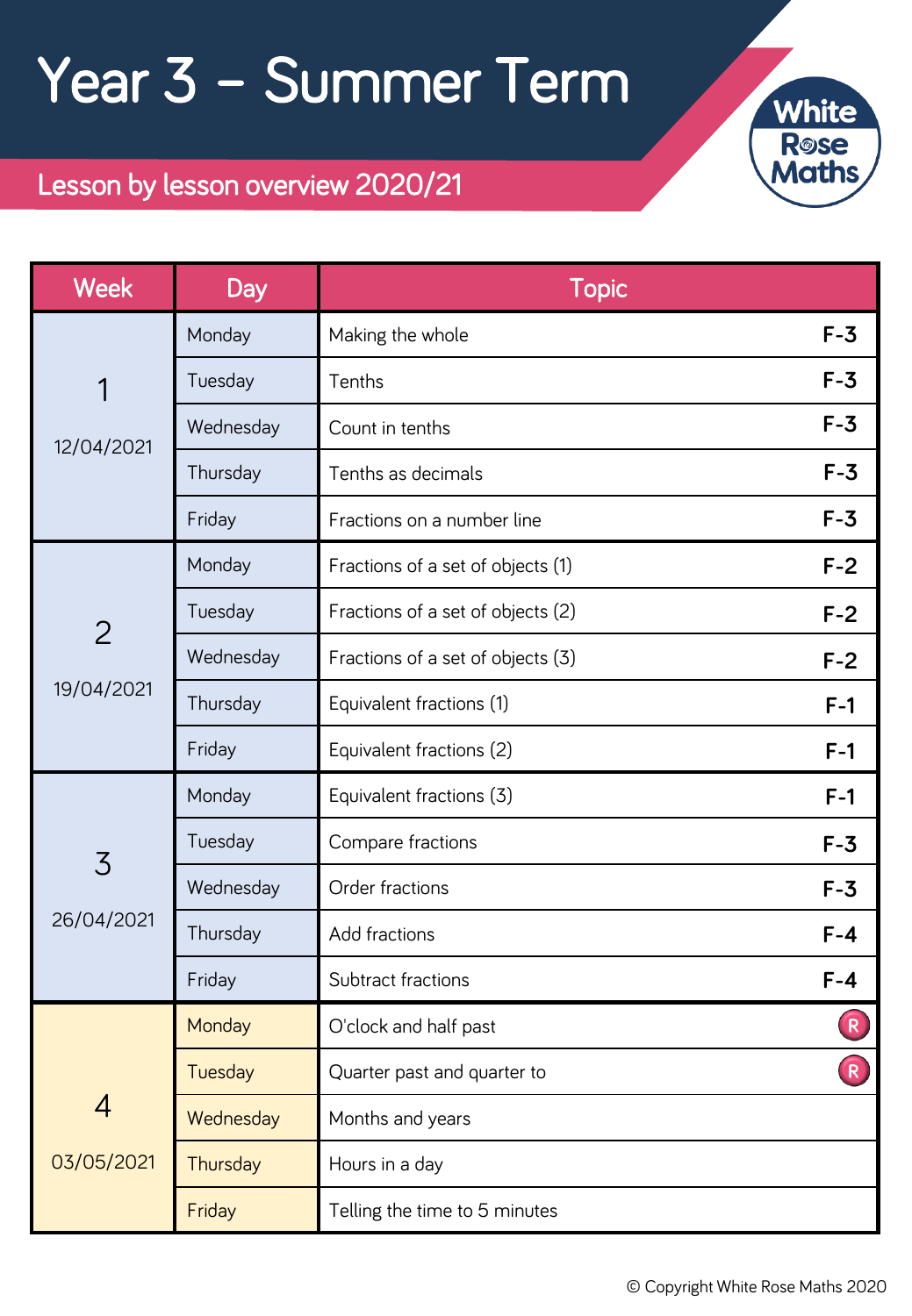# Year 3 – Summer Term

## Lesson by lesson overview 2020/21

White Rose Maths

| Week | Day | Topic | |
|---|---|---|---|
| 1<br>12/04/2021 | Monday | Making the whole | F-3 |
| | Tuesday | Tenths | F-3 |
| | Wednesday | Count in tenths | F-3 |
| | Thursday | Tenths as decimals | F-3 |
| | Friday | Fractions on a number line | F-3 |
| 2<br>19/04/2021 | Monday | Fractions of a set of objects (1) | F-2 |
| | Tuesday | Fractions of a set of objects (2) | F-2 |
| | Wednesday | Fractions of a set of objects (3) | F-2 |
| | Thursday | Equivalent fractions (1) | F-1 |
| | Friday | Equivalent fractions (2) | F-1 |
| 3<br>26/04/2021 | Monday | Equivalent fractions (3) | F-1 |
| | Tuesday | Compare fractions | F-3 |
| | Wednesday | Order fractions | F-3 |
| | Thursday | Add fractions | F-4 |
| | Friday | Subtract fractions | F-4 |
| 4<br>03/05/2021 | Monday | O'clock and half past | R |
| | Tuesday | Quarter past and quarter to | R |
| | Wednesday | Months and years | |
| | Thursday | Hours in a day | |
| | Friday | Telling the time to 5 minutes | |

© Copyright White Rose Maths 2020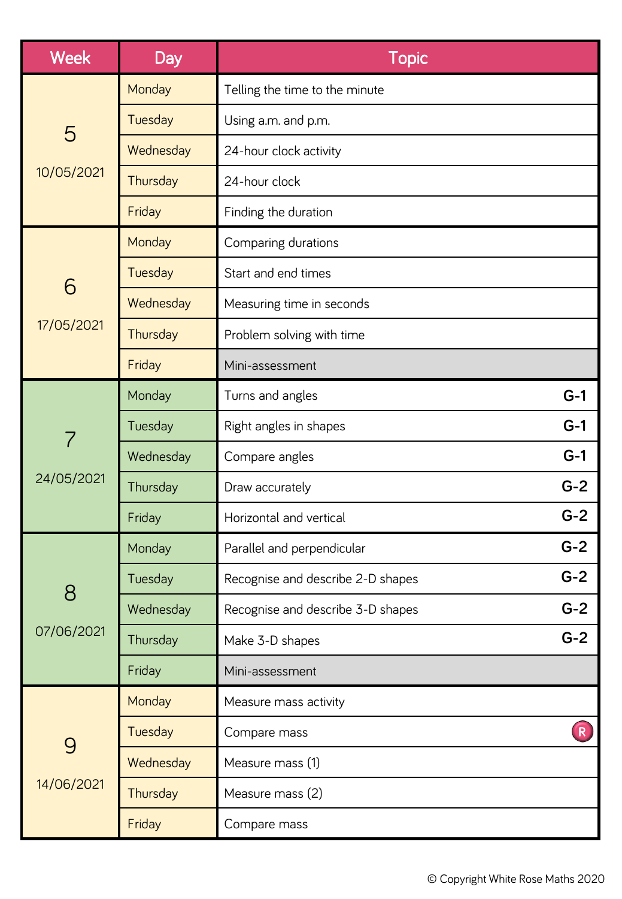| Week | Day | Topic |
|---|---|---|
| 5<br>10/05/2021 | Monday | Telling the time to the minute |
| | Tuesday | Using a.m. and p.m. |
| | Wednesday | 24-hour clock activity |
| | Thursday | 24-hour clock |
| | Friday | Finding the duration |
| 6<br>17/05/2021 | Monday | Comparing durations |
| | Tuesday | Start and end times |
| | Wednesday | Measuring time in seconds |
| | Thursday | Problem solving with time |
| | Friday | Mini-assessment |
| 7<br>24/05/2021 | Monday | Turns and angles **G-1** |
| | Tuesday | Right angles in shapes **G-1** |
| | Wednesday | Compare angles **G-1** |
| | Thursday | Draw accurately **G-2** |
| | Friday | Horizontal and vertical **G-2** |
| 8<br>07/06/2021 | Monday | Parallel and perpendicular **G-2** |
| | Tuesday | Recognise and describe 2-D shapes **G-2** |
| | Wednesday | Recognise and describe 3-D shapes **G-2** |
| | Thursday | Make 3-D shapes **G-2** |
| | Friday | Mini-assessment |
| 9<br>14/06/2021 | Monday | Measure mass activity |
| | Tuesday | Compare mass (R) |
| | Wednesday | Measure mass (1) |
| | Thursday | Measure mass (2) |
| | Friday | Compare mass |

© Copyright White Rose Maths 2020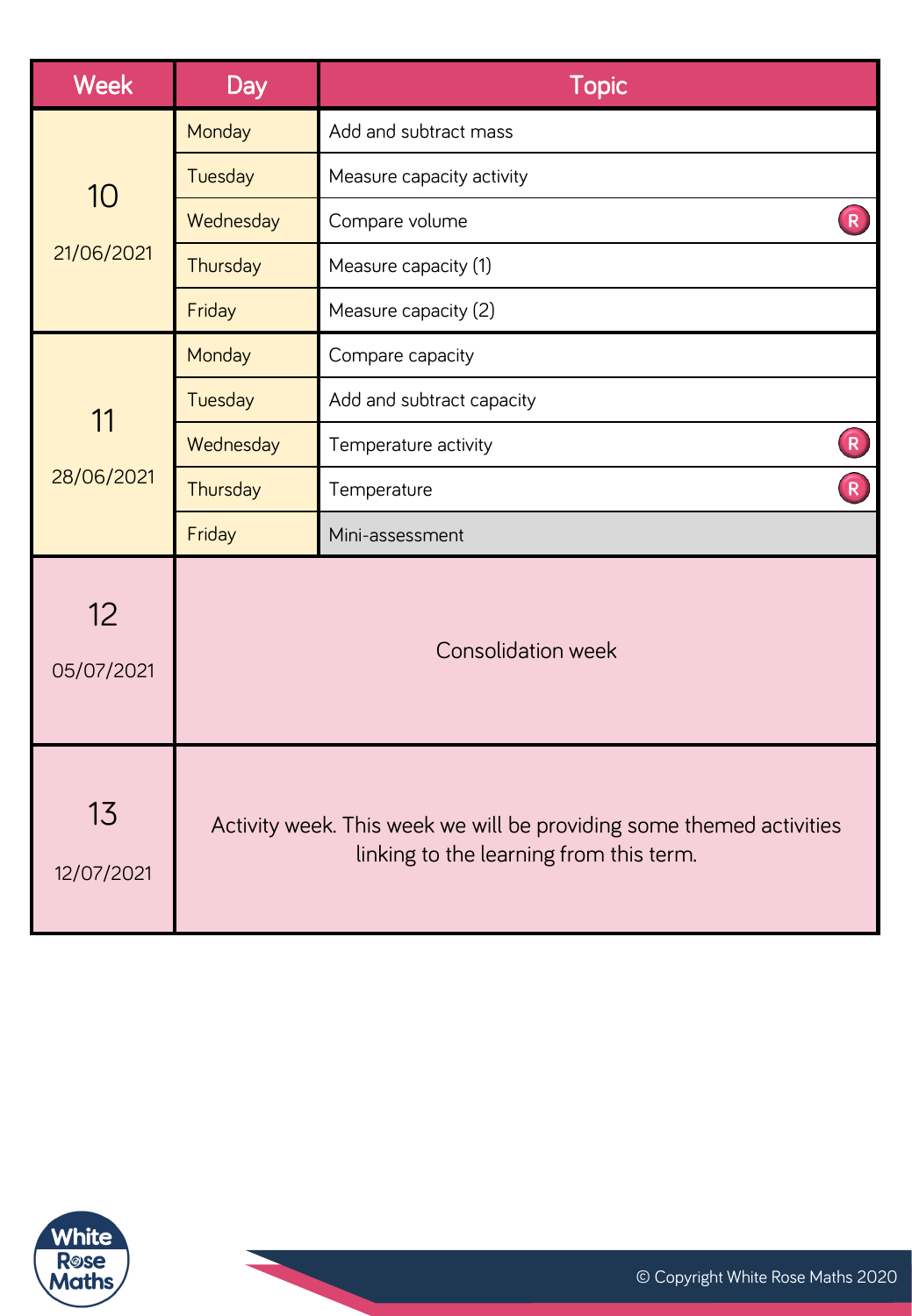| Week | Day | Topic |
|---|---|---|
| 10<br>21/06/2021 | Monday | Add and subtract mass |
| | Tuesday | Measure capacity activity |
| | Wednesday | Compare volume (R) |
| | Thursday | Measure capacity (1) |
| | Friday | Measure capacity (2) |
| 11<br>28/06/2021 | Monday | Compare capacity |
| | Tuesday | Add and subtract capacity |
| | Wednesday | Temperature activity (R) |
| | Thursday | Temperature (R) |
| | Friday | Mini-assessment |
| 12<br>05/07/2021 | Consolidation week | |
| 13<br>12/07/2021 | Activity week. This week we will be providing some themed activities linking to the learning from this term. | |

© Copyright White Rose Maths 2020